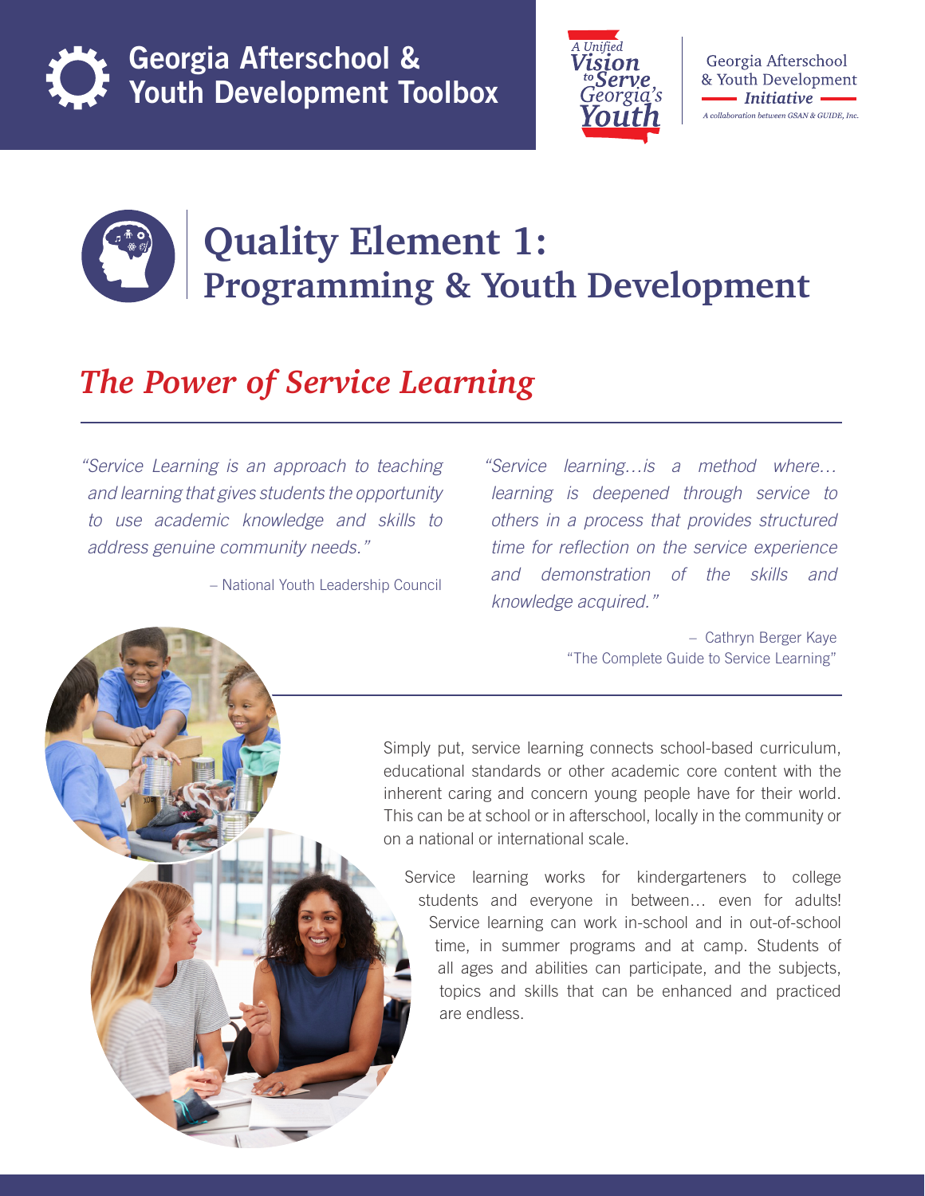Georgia Afterschool & Youth Development Toolbox

A Unified Vision to Serve Georgia's Youth

Georgia Afterschool & Youth Development Initiative

A collaboration between GSAN & GUIDE, Inc.

# Quality Element 1: Programming & Youth Development

## *The Power of Service Learning*

*"Service Learning is an approach to teaching and learning that gives students the opportunity to use academic knowledge and skills to address genuine community needs."*

– National Youth Leadership Council

*"Service learning…is a method where… learning is deepened through service to others in a process that provides structured time for reflection on the service experience and demonstration of the skills and knowledge acquired."*

– Cathryn Berger Kaye
"The Complete Guide to Service Learning"

Simply put, service learning connects school-based curriculum, educational standards or other academic core content with the inherent caring and concern young people have for their world. This can be at school or in afterschool, locally in the community or on a national or international scale.

Service learning works for kindergarteners to college students and everyone in between… even for adults! Service learning can work in-school and in out-of-school time, in summer programs and at camp. Students of all ages and abilities can participate, and the subjects, topics and skills that can be enhanced and practiced are endless.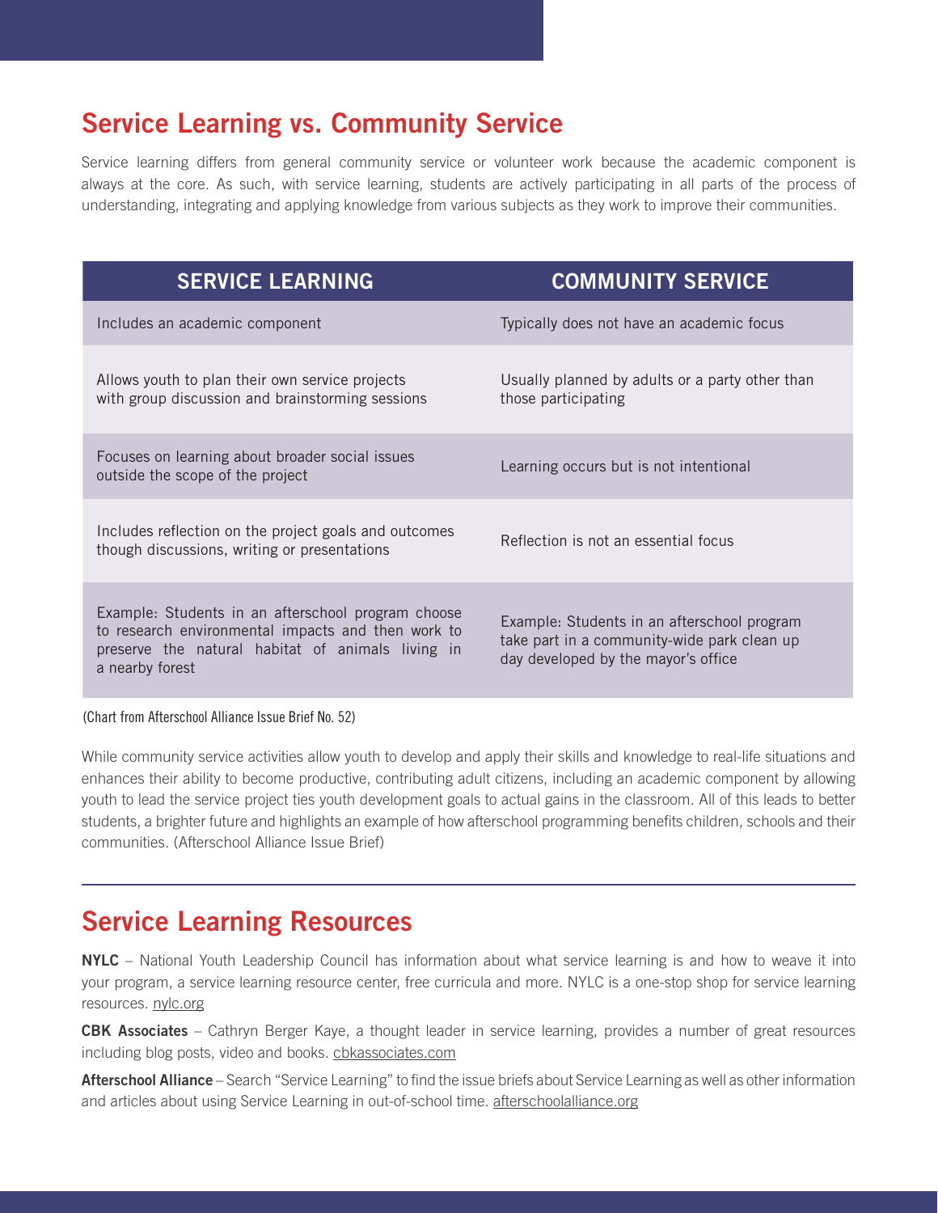## Service Learning vs. Community Service

Service learning differs from general community service or volunteer work because the academic component is always at the core. As such, with service learning, students are actively participating in all parts of the process of understanding, integrating and applying knowledge from various subjects as they work to improve their communities.

| SERVICE LEARNING | COMMUNITY SERVICE |
|---|---|
| Includes an academic component | Typically does not have an academic focus |
| Allows youth to plan their own service projects with group discussion and brainstorming sessions | Usually planned by adults or a party other than those participating |
| Focuses on learning about broader social issues outside the scope of the project | Learning occurs but is not intentional |
| Includes reflection on the project goals and outcomes though discussions, writing or presentations | Reflection is not an essential focus |
| Example: Students in an afterschool program choose to research environmental impacts and then work to preserve the natural habitat of animals living in a nearby forest | Example: Students in an afterschool program take part in a community-wide park clean up day developed by the mayor's office |

(Chart from Afterschool Alliance Issue Brief No. 52)

While community service activities allow youth to develop and apply their skills and knowledge to real-life situations and enhances their ability to become productive, contributing adult citizens, including an academic component by allowing youth to lead the service project ties youth development goals to actual gains in the classroom. All of this leads to better students, a brighter future and highlights an example of how afterschool programming benefits children, schools and their communities. (Afterschool Alliance Issue Brief)

## Service Learning Resources

**NYLC** – National Youth Leadership Council has information about what service learning is and how to weave it into your program, a service learning resource center, free curricula and more. NYLC is a one-stop shop for service learning resources. nylc.org

**CBK Associates** – Cathryn Berger Kaye, a thought leader in service learning, provides a number of great resources including blog posts, video and books. cbkassociates.com

**Afterschool Alliance** – Search "Service Learning" to find the issue briefs about Service Learning as well as other information and articles about using Service Learning in out-of-school time. afterschoolalliance.org